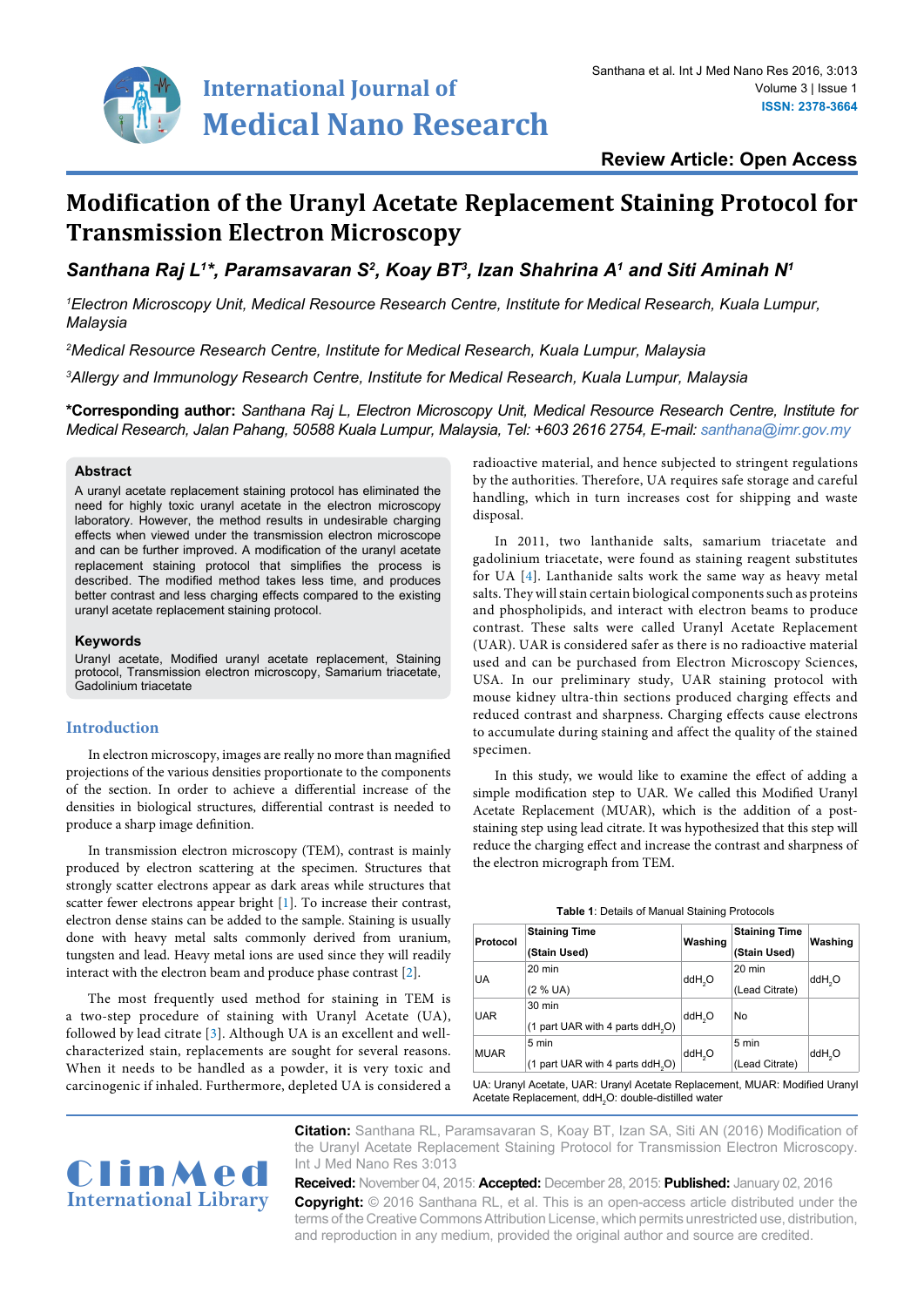Review Article: Open Access

# Modification of the Uranyl Acetate Replacement Staining Protocol for Transmission Electron Microscopy

***Santhana Raj L[1]\*, Paramsavaran S[2], Koay BT[3], Izan Shahrina A[1] and Siti Aminah N[1]***

*[1]Electron Microscopy Unit, Medical Resource Research Centre, Institute for Medical Research, Kuala Lumpur, Malaysia*

*[2]Medical Resource Research Centre, Institute for Medical Research, Kuala Lumpur, Malaysia*

*[3]Allergy and Immunology Research Centre, Institute for Medical Research, Kuala Lumpur, Malaysia*

**\*Corresponding author:** *Santhana Raj L, Electron Microscopy Unit, Medical Resource Research Centre, Institute for Medical Research, Jalan Pahang, 50588 Kuala Lumpur, Malaysia, Tel: +603 2616 2754, E-mail: santhana@imr.gov.my*

### Abstract

A uranyl acetate replacement staining protocol has eliminated the need for highly toxic uranyl acetate in the electron microscopy laboratory. However, the method results in undesirable charging effects when viewed under the transmission electron microscope and can be further improved. A modification of the uranyl acetate replacement staining protocol that simplifies the process is described. The modified method takes less time, and produces better contrast and less charging effects compared to the existing uranyl acetate replacement staining protocol.

### Keywords

Uranyl acetate, Modified uranyl acetate replacement, Staining protocol, Transmission electron microscopy, Samarium triacetate, Gadolinium triacetate

## Introduction

In electron microscopy, images are really no more than magnified projections of the various densities proportionate to the components of the section. In order to achieve a differential increase of the densities in biological structures, differential contrast is needed to produce a sharp image definition.

In transmission electron microscopy (TEM), contrast is mainly produced by electron scattering at the specimen. Structures that strongly scatter electrons appear as dark areas while structures that scatter fewer electrons appear bright [1]. To increase their contrast, electron dense stains can be added to the sample. Staining is usually done with heavy metal salts commonly derived from uranium, tungsten and lead. Heavy metal ions are used since they will readily interact with the electron beam and produce phase contrast [2].

The most frequently used method for staining in TEM is a two-step procedure of staining with Uranyl Acetate (UA), followed by lead citrate [3]. Although UA is an excellent and well-characterized stain, replacements are sought for several reasons. When it needs to be handled as a powder, it is very toxic and carcinogenic if inhaled. Furthermore, depleted UA is considered a radioactive material, and hence subjected to stringent regulations by the authorities. Therefore, UA requires safe storage and careful handling, which in turn increases cost for shipping and waste disposal.

In 2011, two lanthanide salts, samarium triacetate and gadolinium triacetate, were found as staining reagent substitutes for UA [4]. Lanthanide salts work the same way as heavy metal salts. They will stain certain biological components such as proteins and phospholipids, and interact with electron beams to produce contrast. These salts were called Uranyl Acetate Replacement (UAR). UAR is considered safer as there is no radioactive material used and can be purchased from Electron Microscopy Sciences, USA. In our preliminary study, UAR staining protocol with mouse kidney ultra-thin sections produced charging effects and reduced contrast and sharpness. Charging effects cause electrons to accumulate during staining and affect the quality of the stained specimen.

In this study, we would like to examine the effect of adding a simple modification step to UAR. We called this Modified Uranyl Acetate Replacement (MUAR), which is the addition of a post-staining step using lead citrate. It was hypothesized that this step will reduce the charging effect and increase the contrast and sharpness of the electron micrograph from TEM.

**Table 1**: Details of Manual Staining Protocols

| Protocol | Staining Time (Stain Used) | Washing | Staining Time (Stain Used) | Washing |
|---|---|---|---|---|
| UA | 20 min (2 % UA) | $ddH_2O$ | 20 min (Lead Citrate) | $ddH_2O$ |
| UAR | 30 min (1 part UAR with 4 parts $ddH_2O$) | $ddH_2O$ | No | |
| MUAR | 5 min (1 part UAR with 4 parts $ddH_2O$) | $ddH_2O$ | 5 min (Lead Citrate) | $ddH_2O$ |

UA: Uranyl Acetate, UAR: Uranyl Acetate Replacement, MUAR: Modified Uranyl Acetate Replacement, $ddH_2O$: double-distilled water

**Citation:** Santhana RL, Paramsavaran S, Koay BT, Izan SA, Siti AN (2016) Modification of the Uranyl Acetate Replacement Staining Protocol for Transmission Electron Microscopy. Int J Med Nano Res 3:013

**Received:** November 04, 2015: **Accepted:** December 28, 2015: **Published:** January 02, 2016

**Copyright:** © 2016 Santhana RL, et al. This is an open-access article distributed under the terms of the Creative Commons Attribution License, which permits unrestricted use, distribution, and reproduction in any medium, provided the original author and source are credited.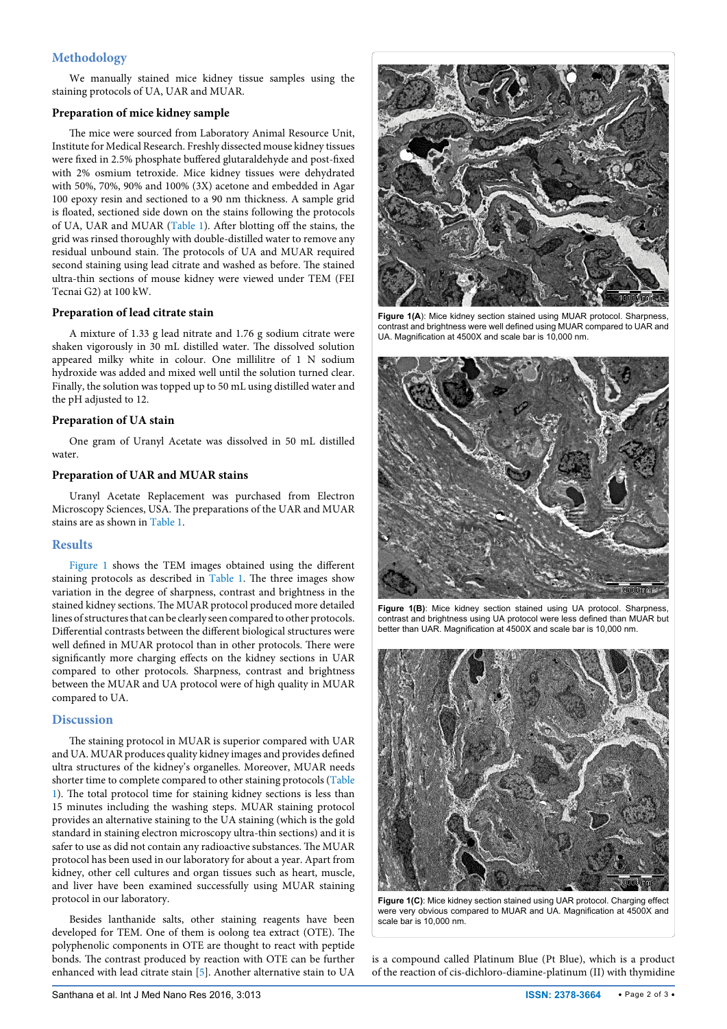## Methodology

We manually stained mice kidney tissue samples using the staining protocols of UA, UAR and MUAR.

### Preparation of mice kidney sample

The mice were sourced from Laboratory Animal Resource Unit, Institute for Medical Research. Freshly dissected mouse kidney tissues were fixed in 2.5% phosphate buffered glutaraldehyde and post-fixed with 2% osmium tetroxide. Mice kidney tissues were dehydrated with 50%, 70%, 90% and 100% (3X) acetone and embedded in Agar 100 epoxy resin and sectioned to a 90 nm thickness. A sample grid is floated, sectioned side down on the stains following the protocols of UA, UAR and MUAR (Table 1). After blotting off the stains, the grid was rinsed thoroughly with double-distilled water to remove any residual unbound stain. The protocols of UA and MUAR required second staining using lead citrate and washed as before. The stained ultra-thin sections of mouse kidney were viewed under TEM (FEI Tecnai G2) at 100 kW.

### Preparation of lead citrate stain

A mixture of 1.33 g lead nitrate and 1.76 g sodium citrate were shaken vigorously in 30 mL distilled water. The dissolved solution appeared milky white in colour. One millilitre of 1 N sodium hydroxide was added and mixed well until the solution turned clear. Finally, the solution was topped up to 50 mL using distilled water and the pH adjusted to 12.

### Preparation of UA stain

One gram of Uranyl Acetate was dissolved in 50 mL distilled water.

### Preparation of UAR and MUAR stains

Uranyl Acetate Replacement was purchased from Electron Microscopy Sciences, USA. The preparations of the UAR and MUAR stains are as shown in Table 1.

## Results

Figure 1 shows the TEM images obtained using the different staining protocols as described in Table 1. The three images show variation in the degree of sharpness, contrast and brightness in the stained kidney sections. The MUAR protocol produced more detailed lines of structures that can be clearly seen compared to other protocols. Differential contrasts between the different biological structures were well defined in MUAR protocol than in other protocols. There were significantly more charging effects on the kidney sections in UAR compared to other protocols. Sharpness, contrast and brightness between the MUAR and UA protocol were of high quality in MUAR compared to UA.

**Figure 1(A)**: Mice kidney section stained using MUAR protocol. Sharpness, contrast and brightness were well defined using MUAR compared to UAR and UA. Magnification at 4500X and scale bar is 10,000 nm.

**Figure 1(B)**: Mice kidney section stained using UA protocol. Sharpness, contrast and brightness using UA protocol were less defined than MUAR but better than UAR. Magnification at 4500X and scale bar is 10,000 nm.

**Figure 1(C)**: Mice kidney section stained using UAR protocol. Charging effect were very obvious compared to MUAR and UA. Magnification at 4500X and scale bar is 10,000 nm.

## Discussion

The staining protocol in MUAR is superior compared with UAR and UA. MUAR produces quality kidney images and provides defined ultra structures of the kidney's organelles. Moreover, MUAR needs shorter time to complete compared to other staining protocols (Table 1). The total protocol time for staining kidney sections is less than 15 minutes including the washing steps. MUAR staining protocol provides an alternative staining to the UA staining (which is the gold standard in staining electron microscopy ultra-thin sections) and it is safer to use as did not contain any radioactive substances. The MUAR protocol has been used in our laboratory for about a year. Apart from kidney, other cell cultures and organ tissues such as heart, muscle, and liver have been examined successfully using MUAR staining protocol in our laboratory.

Besides lanthanide salts, other staining reagents have been developed for TEM. One of them is oolong tea extract (OTE). The polyphenolic components in OTE are thought to react with peptide bonds. The contrast produced by reaction with OTE can be further enhanced with lead citrate stain [5]. Another alternative stain to UA is a compound called Platinum Blue (Pt Blue), which is a product of the reaction of cis-dichloro-diamine-platinum (II) with thymidine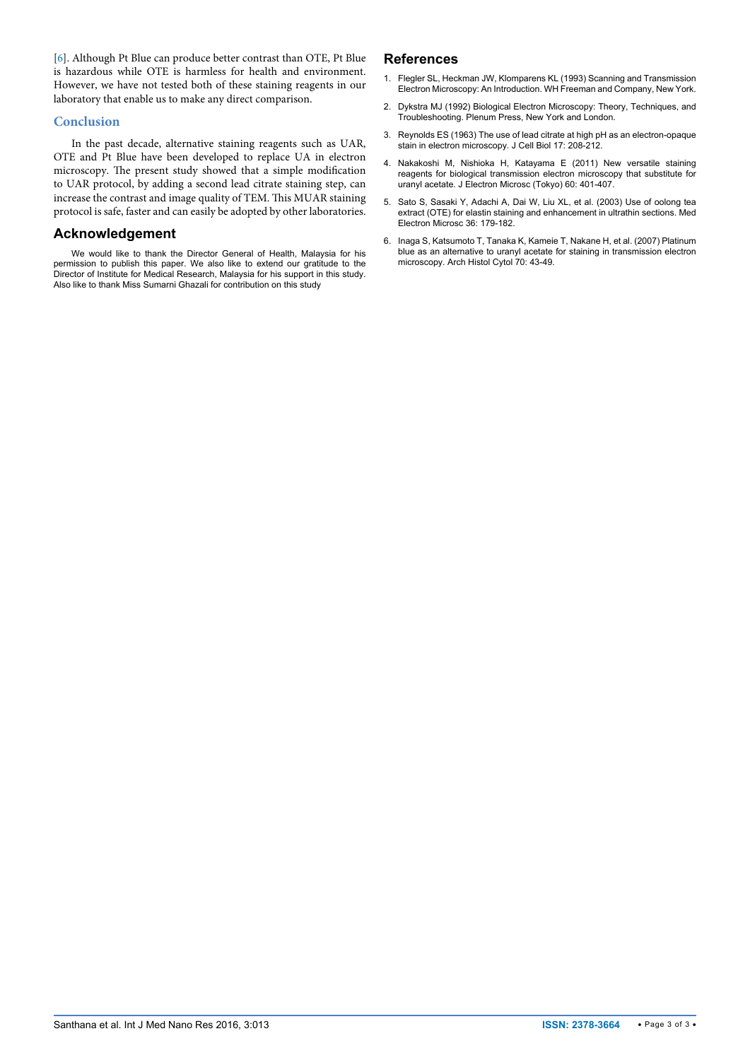[6]. Although Pt Blue can produce better contrast than OTE, Pt Blue is hazardous while OTE is harmless for health and environment. However, we have not tested both of these staining reagents in our laboratory that enable us to make any direct comparison.

## Conclusion

In the past decade, alternative staining reagents such as UAR, OTE and Pt Blue have been developed to replace UA in electron microscopy. The present study showed that a simple modification to UAR protocol, by adding a second lead citrate staining step, can increase the contrast and image quality of TEM. This MUAR staining protocol is safe, faster and can easily be adopted by other laboratories.

## Acknowledgement

We would like to thank the Director General of Health, Malaysia for his permission to publish this paper. We also like to extend our gratitude to the Director of Institute for Medical Research, Malaysia for his support in this study. Also like to thank Miss Sumarni Ghazali for contribution on this study

## References

1. Flegler SL, Heckman JW, Klomparens KL (1993) Scanning and Transmission Electron Microscopy: An Introduction. WH Freeman and Company, New York.
2. Dykstra MJ (1992) Biological Electron Microscopy: Theory, Techniques, and Troubleshooting. Plenum Press, New York and London.
3. Reynolds ES (1963) The use of lead citrate at high pH as an electron-opaque stain in electron microscopy. J Cell Biol 17: 208-212.
4. Nakakoshi M, Nishioka H, Katayama E (2011) New versatile staining reagents for biological transmission electron microscopy that substitute for uranyl acetate. J Electron Microsc (Tokyo) 60: 401-407.
5. Sato S, Sasaki Y, Adachi A, Dai W, Liu XL, et al. (2003) Use of oolong tea extract (OTE) for elastin staining and enhancement in ultrathin sections. Med Electron Microsc 36: 179-182.
6. Inaga S, Katsumoto T, Tanaka K, Kameie T, Nakane H, et al. (2007) Platinum blue as an alternative to uranyl acetate for staining in transmission electron microscopy. Arch Histol Cytol 70: 43-49.